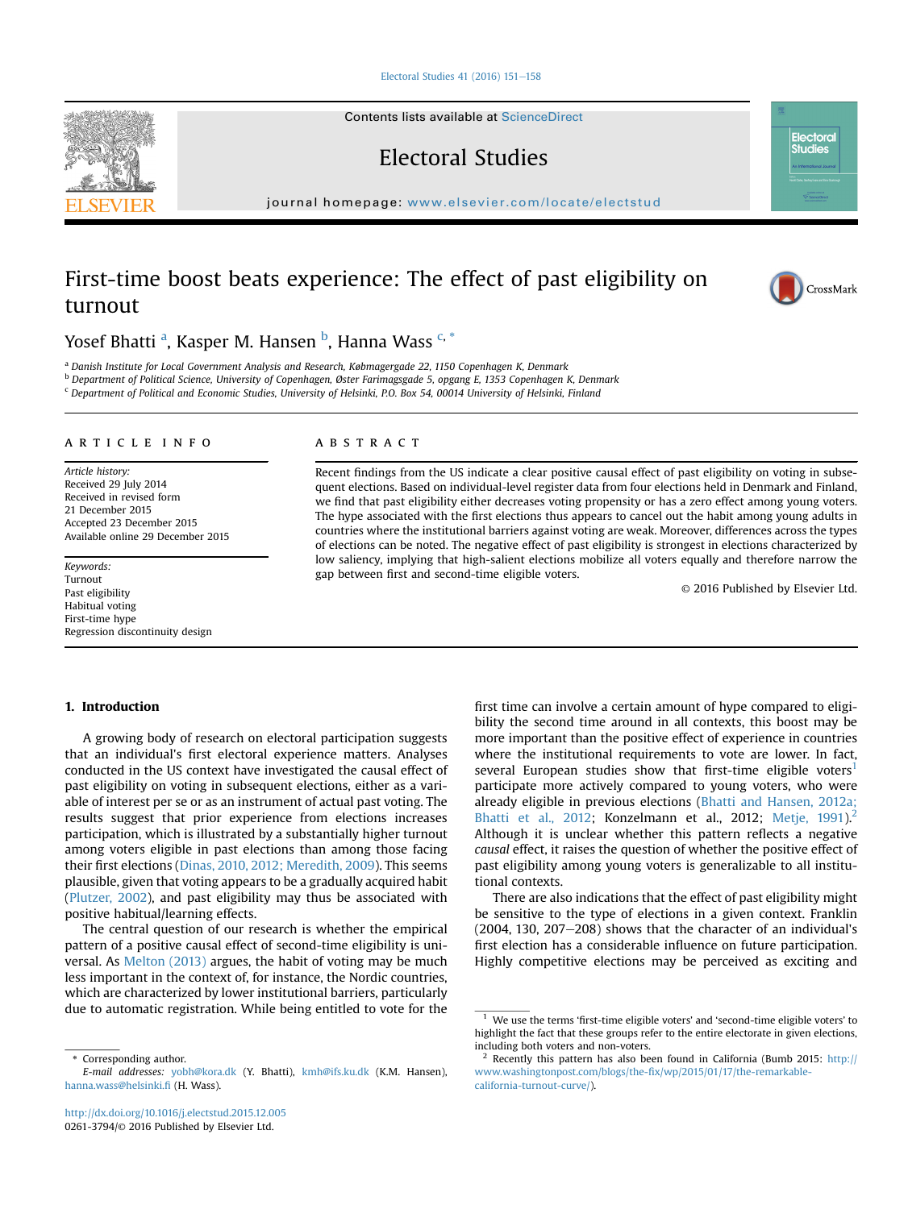# First-time boost beats experience: The effect of past eligibility on turnout

Yosef Bhatti [a], Kasper M. Hansen [b], Hanna Wass [c,*]

[a] Danish Institute for Local Government Analysis and Research, Købmagergade 22, 1150 Copenhagen K, Denmark
[b] Department of Political Science, University of Copenhagen, Øster Farimagsgade 5, opgang E, 1353 Copenhagen K, Denmark
[c] Department of Political and Economic Studies, University of Helsinki, P.O. Box 54, 00014 University of Helsinki, Finland

## ARTICLE INFO

*Article history:*
Received 29 July 2014
Received in revised form 21 December 2015
Accepted 23 December 2015
Available online 29 December 2015

*Keywords:*
Turnout
Past eligibility
Habitual voting
First-time hype
Regression discontinuity design

## ABSTRACT

Recent findings from the US indicate a clear positive causal effect of past eligibility on voting in subsequent elections. Based on individual-level register data from four elections held in Denmark and Finland, we find that past eligibility either decreases voting propensity or has a zero effect among young voters. The hype associated with the first elections thus appears to cancel out the habit among young adults in countries where the institutional barriers against voting are weak. Moreover, differences across the types of elections can be noted. The negative effect of past eligibility is strongest in elections characterized by low saliency, implying that high-salient elections mobilize all voters equally and therefore narrow the gap between first and second-time eligible voters.

© 2016 Published by Elsevier Ltd.

## 1. Introduction

A growing body of research on electoral participation suggests that an individual's first electoral experience matters. Analyses conducted in the US context have investigated the causal effect of past eligibility on voting in subsequent elections, either as a variable of interest per se or as an instrument of actual past voting. The results suggest that prior experience from elections increases participation, which is illustrated by a substantially higher turnout among voters eligible in past elections than among those facing their first elections (Dinas, 2010, 2012; Meredith, 2009). This seems plausible, given that voting appears to be a gradually acquired habit (Plutzer, 2002), and past eligibility may thus be associated with positive habitual/learning effects.

The central question of our research is whether the empirical pattern of a positive causal effect of second-time eligibility is universal. As Melton (2013) argues, the habit of voting may be much less important in the context of, for instance, the Nordic countries, which are characterized by lower institutional barriers, particularly due to automatic registration. While being entitled to vote for the first time can involve a certain amount of hype compared to eligibility the second time around in all contexts, this boost may be more important than the positive effect of experience in countries where the institutional requirements to vote are lower. In fact, several European studies show that first-time eligible voters[1] participate more actively compared to young voters, who were already eligible in previous elections (Bhatti and Hansen, 2012a; Bhatti et al., 2012; Konzelmann et al., 2012; Metje, 1991).[2] Although it is unclear whether this pattern reflects a negative *causal* effect, it raises the question of whether the positive effect of past eligibility among young voters is generalizable to all institutional contexts.

There are also indications that the effect of past eligibility might be sensitive to the type of elections in a given context. Franklin (2004, 130, 207–208) shows that the character of an individual's first election has a considerable influence on future participation. Highly competitive elections may be perceived as exciting and

---

* Corresponding author.
*E-mail addresses:* yobh@kora.dk (Y. Bhatti), kmh@ifs.ku.dk (K.M. Hansen), hanna.wass@helsinki.fi (H. Wass).

[1] We use the terms 'first-time eligible voters' and 'second-time eligible voters' to highlight the fact that these groups refer to the entire electorate in given elections, including both voters and non-voters.

[2] Recently this pattern has also been found in California (Bumb 2015: http://www.washingtonpost.com/blogs/the-fix/wp/2015/01/17/the-remarkable-california-turnout-curve/).

http://dx.doi.org/10.1016/j.electstud.2015.12.005
0261-3794/© 2016 Published by Elsevier Ltd.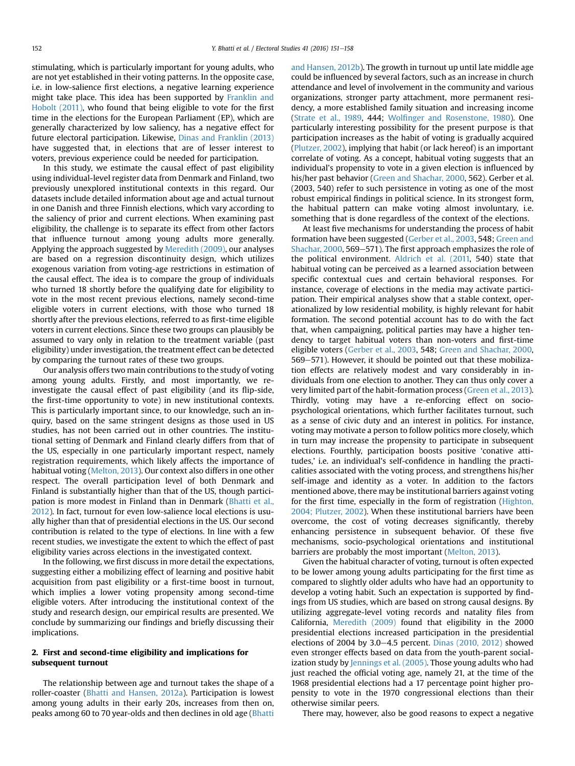stimulating, which is particularly important for young adults, who are not yet established in their voting patterns. In the opposite case, i.e. in low-salience first elections, a negative learning experience might take place. This idea has been supported by Franklin and Hobolt (2011), who found that being eligible to vote for the first time in the elections for the European Parliament (EP), which are generally characterized by low saliency, has a negative effect for future electoral participation. Likewise, Dinas and Franklin (2013) have suggested that, in elections that are of lesser interest to voters, previous experience could be needed for participation.

In this study, we estimate the causal effect of past eligibility using individual-level register data from Denmark and Finland, two previously unexplored institutional contexts in this regard. Our datasets include detailed information about age and actual turnout in one Danish and three Finnish elections, which vary according to the saliency of prior and current elections. When examining past eligibility, the challenge is to separate its effect from other factors that influence turnout among young adults more generally. Applying the approach suggested by Meredith (2009), our analyses are based on a regression discontinuity design, which utilizes exogenous variation from voting-age restrictions in estimation of the causal effect. The idea is to compare the group of individuals who turned 18 shortly before the qualifying date for eligibility to vote in the most recent previous elections, namely second-time eligible voters in current elections, with those who turned 18 shortly after the previous elections, referred to as first-time eligible voters in current elections. Since these two groups can plausibly be assumed to vary only in relation to the treatment variable (past eligibility) under investigation, the treatment effect can be detected by comparing the turnout rates of these two groups.

Our analysis offers two main contributions to the study of voting among young adults. Firstly, and most importantly, we re-investigate the causal effect of past eligibility (and its flip-side, the first-time opportunity to vote) in new institutional contexts. This is particularly important since, to our knowledge, such an inquiry, based on the same stringent designs as those used in US studies, has not been carried out in other countries. The institutional setting of Denmark and Finland clearly differs from that of the US, especially in one particularly important respect, namely registration requirements, which likely affects the importance of habitual voting (Melton, 2013). Our context also differs in one other respect. The overall participation level of both Denmark and Finland is substantially higher than that of the US, though participation is more modest in Finland than in Denmark (Bhatti et al., 2012). In fact, turnout for even low-salience local elections is usually higher than that of presidential elections in the US. Our second contribution is related to the type of elections. In line with a few recent studies, we investigate the extent to which the effect of past eligibility varies across elections in the investigated context.

In the following, we first discuss in more detail the expectations, suggesting either a mobilizing effect of learning and positive habit acquisition from past eligibility or a first-time boost in turnout, which implies a lower voting propensity among second-time eligible voters. After introducing the institutional context of the study and research design, our empirical results are presented. We conclude by summarizing our findings and briefly discussing their implications.

## 2. First and second-time eligibility and implications for subsequent turnout

The relationship between age and turnout takes the shape of a roller-coaster (Bhatti and Hansen, 2012a). Participation is lowest among young adults in their early 20s, increases from then on, peaks among 60 to 70 year-olds and then declines in old age (Bhatti and Hansen, 2012b). The growth in turnout up until late middle age could be influenced by several factors, such as an increase in church attendance and level of involvement in the community and various organizations, stronger party attachment, more permanent residency, a more established family situation and increasing income (Strate et al., 1989, 444; Wolfinger and Rosenstone, 1980). One particularly interesting possibility for the present purpose is that participation increases as the habit of voting is gradually acquired (Plutzer, 2002), implying that habit (or lack hereof) is an important correlate of voting. As a concept, habitual voting suggests that an individual's propensity to vote in a given election is influenced by his/her past behavior (Green and Shachar, 2000, 562). Gerber et al. (2003, 540) refer to such persistence in voting as one of the most robust empirical findings in political science. In its strongest form, the habitual pattern can make voting almost involuntary, i.e. something that is done regardless of the context of the elections.

At least five mechanisms for understanding the process of habit formation have been suggested (Gerber et al., 2003, 548; Green and Shachar, 2000, 569–571). The first approach emphasizes the role of the political environment. Aldrich et al. (2011, 540) state that habitual voting can be perceived as a learned association between specific contextual cues and certain behavioral responses. For instance, coverage of elections in the media may activate participation. Their empirical analyses show that a stable context, operationalized by low residential mobility, is highly relevant for habit formation. The second potential account has to do with the fact that, when campaigning, political parties may have a higher tendency to target habitual voters than non-voters and first-time eligible voters (Gerber et al., 2003, 548; Green and Shachar, 2000, 569–571). However, it should be pointed out that these mobilization effects are relatively modest and vary considerably in individuals from one election to another. They can thus only cover a very limited part of the habit-formation process (Green et al., 2013). Thirdly, voting may have a re-enforcing effect on socio-psychological orientations, which further facilitates turnout, such as a sense of civic duty and an interest in politics. For instance, voting may motivate a person to follow politics more closely, which in turn may increase the propensity to participate in subsequent elections. Fourthly, participation boosts positive 'conative attitudes,' i.e. an individual's self-confidence in handling the practicalities associated with the voting process, and strengthens his/her self-image and identity as a voter. In addition to the factors mentioned above, there may be institutional barriers against voting for the first time, especially in the form of registration (Highton, 2004; Plutzer, 2002). When these institutional barriers have been overcome, the cost of voting decreases significantly, thereby enhancing persistence in subsequent behavior. Of these five mechanisms, socio-psychological orientations and institutional barriers are probably the most important (Melton, 2013).

Given the habitual character of voting, turnout is often expected to be lower among young adults participating for the first time as compared to slightly older adults who have had an opportunity to develop a voting habit. Such an expectation is supported by findings from US studies, which are based on strong causal designs. By utilizing aggregate-level voting records and natality files from California, Meredith (2009) found that eligibility in the 2000 presidential elections increased participation in the presidential elections of 2004 by 3.0–4.5 percent. Dinas (2010, 2012) showed even stronger effects based on data from the youth-parent socialization study by Jennings et al. (2005). Those young adults who had just reached the official voting age, namely 21, at the time of the 1968 presidential elections had a 17 percentage point higher propensity to vote in the 1970 congressional elections than their otherwise similar peers.

There may, however, also be good reasons to expect a negative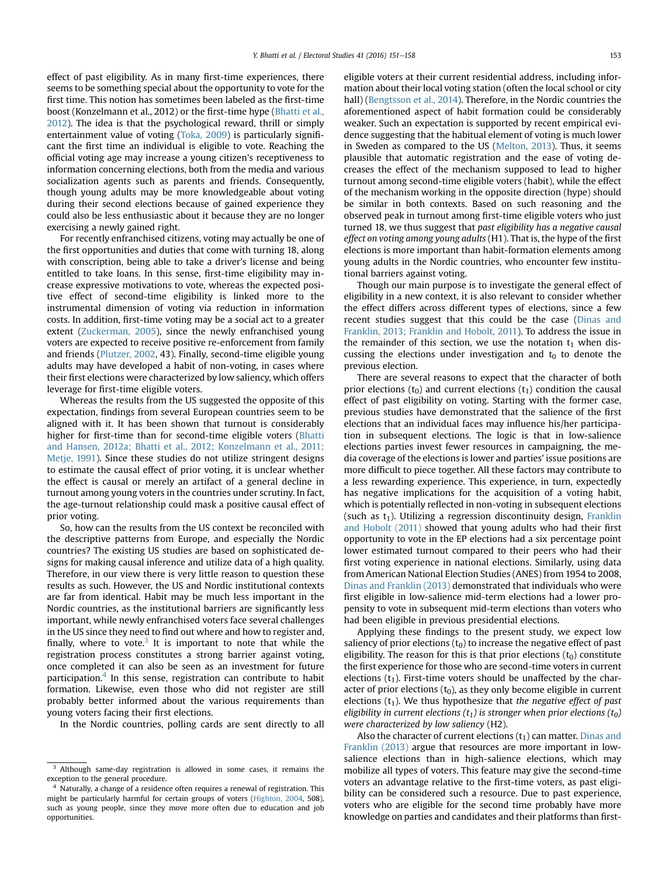effect of past eligibility. As in many first-time experiences, there seems to be something special about the opportunity to vote for the first time. This notion has sometimes been labeled as the first-time boost (Konzelmann et al., 2012) or the first-time hype (Bhatti et al., 2012). The idea is that the psychological reward, thrill or simply entertainment value of voting (Toka, 2009) is particularly significant the first time an individual is eligible to vote. Reaching the official voting age may increase a young citizen's receptiveness to information concerning elections, both from the media and various socialization agents such as parents and friends. Consequently, though young adults may be more knowledgeable about voting during their second elections because of gained experience they could also be less enthusiastic about it because they are no longer exercising a newly gained right.

For recently enfranchised citizens, voting may actually be one of the first opportunities and duties that come with turning 18, along with conscription, being able to take a driver's license and being entitled to take loans. In this sense, first-time eligibility may increase expressive motivations to vote, whereas the expected positive effect of second-time eligibility is linked more to the instrumental dimension of voting via reduction in information costs. In addition, first-time voting may be a social act to a greater extent (Zuckerman, 2005), since the newly enfranchised young voters are expected to receive positive re-enforcement from family and friends (Plutzer, 2002, 43). Finally, second-time eligible young adults may have developed a habit of non-voting, in cases where their first elections were characterized by low saliency, which offers leverage for first-time eligible voters.

Whereas the results from the US suggested the opposite of this expectation, findings from several European countries seem to be aligned with it. It has been shown that turnout is considerably higher for first-time than for second-time eligible voters (Bhatti and Hansen, 2012a; Bhatti et al., 2012; Konzelmann et al., 2011; Metje, 1991). Since these studies do not utilize stringent designs to estimate the causal effect of prior voting, it is unclear whether the effect is causal or merely an artifact of a general decline in turnout among young voters in the countries under scrutiny. In fact, the age-turnout relationship could mask a positive causal effect of prior voting.

So, how can the results from the US context be reconciled with the descriptive patterns from Europe, and especially the Nordic countries? The existing US studies are based on sophisticated designs for making causal inference and utilize data of a high quality. Therefore, in our view there is very little reason to question these results as such. However, the US and Nordic institutional contexts are far from identical. Habit may be much less important in the Nordic countries, as the institutional barriers are significantly less important, while newly enfranchised voters face several challenges in the US since they need to find out where and how to register and, finally, where to vote.[3] It is important to note that while the registration process constitutes a strong barrier against voting, once completed it can also be seen as an investment for future participation.[4] In this sense, registration can contribute to habit formation. Likewise, even those who did not register are still probably better informed about the various requirements than young voters facing their first elections.

In the Nordic countries, polling cards are sent directly to all eligible voters at their current residential address, including information about their local voting station (often the local school or city hall) (Bengtsson et al., 2014). Therefore, in the Nordic countries the aforementioned aspect of habit formation could be considerably weaker. Such an expectation is supported by recent empirical evidence suggesting that the habitual element of voting is much lower in Sweden as compared to the US (Melton, 2013). Thus, it seems plausible that automatic registration and the ease of voting decreases the effect of the mechanism supposed to lead to higher turnout among second-time eligible voters (habit), while the effect of the mechanism working in the opposite direction (hype) should be similar in both contexts. Based on such reasoning and the observed peak in turnout among first-time eligible voters who just turned 18, we thus suggest that *past eligibility has a negative causal effect on voting among young adults* (H1). That is, the hype of the first elections is more important than habit-formation elements among young adults in the Nordic countries, who encounter few institutional barriers against voting.

Though our main purpose is to investigate the general effect of eligibility in a new context, it is also relevant to consider whether the effect differs across different types of elections, since a few recent studies suggest that this could be the case (Dinas and Franklin, 2013; Franklin and Hobolt, 2011). To address the issue in the remainder of this section, we use the notation $t_1$ when discussing the elections under investigation and $t_0$ to denote the previous election.

There are several reasons to expect that the character of both prior elections ($t_0$) and current elections ($t_1$) condition the causal effect of past eligibility on voting. Starting with the former case, previous studies have demonstrated that the salience of the first elections that an individual faces may influence his/her participation in subsequent elections. The logic is that in low-salience elections parties invest fewer resources in campaigning, the media coverage of the elections is lower and parties' issue positions are more difficult to piece together. All these factors may contribute to a less rewarding experience. This experience, in turn, expectedly has negative implications for the acquisition of a voting habit, which is potentially reflected in non-voting in subsequent elections (such as $t_1$). Utilizing a regression discontinuity design, Franklin and Hobolt (2011) showed that young adults who had their first opportunity to vote in the EP elections had a six percentage point lower estimated turnout compared to their peers who had their first voting experience in national elections. Similarly, using data from American National Election Studies (ANES) from 1954 to 2008, Dinas and Franklin (2013) demonstrated that individuals who were first eligible in low-salience mid-term elections had a lower propensity to vote in subsequent mid-term elections than voters who had been eligible in previous presidential elections.

Applying these findings to the present study, we expect low saliency of prior elections ($t_0$) to increase the negative effect of past eligibility. The reason for this is that prior elections ($t_0$) constitute the first experience for those who are second-time voters in current elections ($t_1$). First-time voters should be unaffected by the character of prior elections ($t_0$), as they only become eligible in current elections ($t_1$). We thus hypothesize that *the negative effect of past eligibility in current elections ($t_1$) is stronger when prior elections ($t_0$) were characterized by low saliency* (H2).

Also the character of current elections ($t_1$) can matter. Dinas and Franklin (2013) argue that resources are more important in low-salience elections than in high-salience elections, which may mobilize all types of voters. This feature may give the second-time voters an advantage relative to the first-time voters, as past eligibility can be considered such a resource. Due to past experience, voters who are eligible for the second time probably have more knowledge on parties and candidates and their platforms than first-

---

[3] Although same-day registration is allowed in some cases, it remains the exception to the general procedure.

[4] Naturally, a change of a residence often requires a renewal of registration. This might be particularly harmful for certain groups of voters (Highton, 2004, 508), such as young people, since they move more often due to education and job opportunities.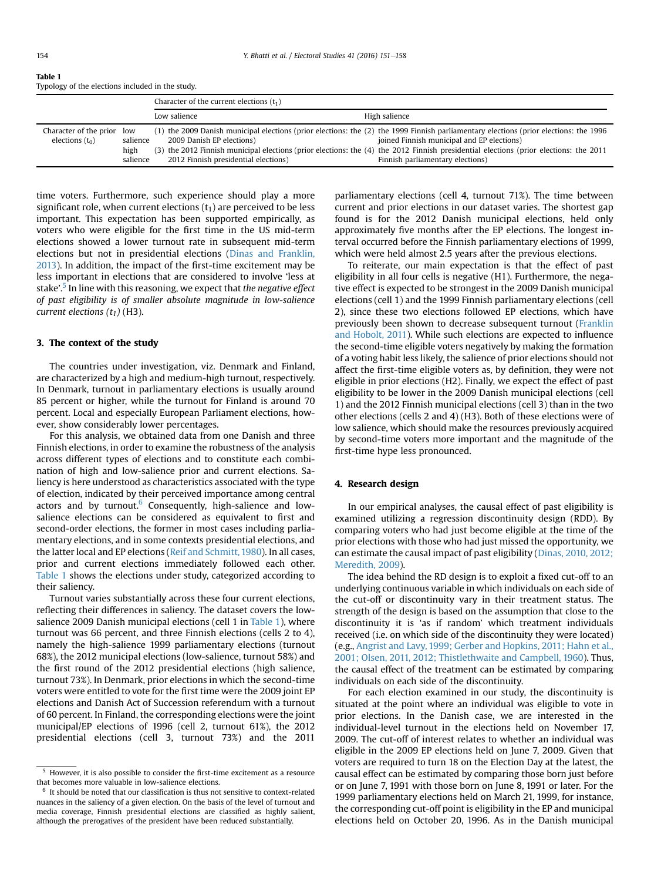**Table 1**
Typology of the elections included in the study.

| | | Character of the current elections ($t_1$) | |
|---|---|---|---|
| | | Low salience | High salience |
| Character of the prior elections ($t_0$) | low salience | (1) the 2009 Danish municipal elections (prior elections: the 2009 Danish EP elections) | (2) the 1999 Finnish parliamentary elections (prior elections: the 1996 joined Finnish municipal and EP elections) |
| | high salience | (3) the 2012 Finnish municipal elections (prior elections: the 2012 Finnish presidential elections) | (4) the 2012 Finnish presidential elections (prior elections: the 2011 Finnish parliamentary elections) |

time voters. Furthermore, such experience should play a more significant role, when current elections ($t_1$) are perceived to be less important. This expectation has been supported empirically, as voters who were eligible for the first time in the US mid-term elections showed a lower turnout rate in subsequent mid-term elections but not in presidential elections (Dinas and Franklin, 2013). In addition, the impact of the first-time excitement may be less important in elections that are considered to involve 'less at stake'.[5] In line with this reasoning, we expect that *the negative effect of past eligibility is of smaller absolute magnitude in low-salience current elections ($t_1$)* (H3).

## 3. The context of the study

The countries under investigation, viz. Denmark and Finland, are characterized by a high and medium-high turnout, respectively. In Denmark, turnout in parliamentary elections is usually around 85 percent or higher, while the turnout for Finland is around 70 percent. Local and especially European Parliament elections, however, show considerably lower percentages.

For this analysis, we obtained data from one Danish and three Finnish elections, in order to examine the robustness of the analysis across different types of elections and to constitute each combination of high and low-salience prior and current elections. Saliency is here understood as characteristics associated with the type of election, indicated by their perceived importance among central actors and by turnout.[6] Consequently, high-salience and low-salience elections can be considered as equivalent to first and second-order elections, the former in most cases including parliamentary elections, and in some contexts presidential elections, and the latter local and EP elections (Reif and Schmitt, 1980). In all cases, prior and current elections immediately followed each other. Table 1 shows the elections under study, categorized according to their saliency.

Turnout varies substantially across these four current elections, reflecting their differences in saliency. The dataset covers the low-salience 2009 Danish municipal elections (cell 1 in Table 1), where turnout was 66 percent, and three Finnish elections (cells 2 to 4), namely the high-salience 1999 parliamentary elections (turnout 68%), the 2012 municipal elections (low-salience, turnout 58%) and the first round of the 2012 presidential elections (high salience, turnout 73%). In Denmark, prior elections in which the second-time voters were entitled to vote for the first time were the 2009 joint EP elections and Danish Act of Succession referendum with a turnout of 60 percent. In Finland, the corresponding elections were the joint municipal/EP elections of 1996 (cell 2, turnout 61%), the 2012 presidential elections (cell 3, turnout 73%) and the 2011 parliamentary elections (cell 4, turnout 71%). The time between current and prior elections in our dataset varies. The shortest gap found is for the 2012 Danish municipal elections, held only approximately five months after the EP elections. The longest interval occurred before the Finnish parliamentary elections of 1999, which were held almost 2.5 years after the previous elections.

To reiterate, our main expectation is that the effect of past eligibility in all four cells is negative (H1). Furthermore, the negative effect is expected to be strongest in the 2009 Danish municipal elections (cell 1) and the 1999 Finnish parliamentary elections (cell 2), since these two elections followed EP elections, which have previously been shown to decrease subsequent turnout (Franklin and Hobolt, 2011). While such elections are expected to influence the second-time eligible voters negatively by making the formation of a voting habit less likely, the salience of prior elections should not affect the first-time eligible voters as, by definition, they were not eligible in prior elections (H2). Finally, we expect the effect of past eligibility to be lower in the 2009 Danish municipal elections (cell 1) and the 2012 Finnish municipal elections (cell 3) than in the two other elections (cells 2 and 4) (H3). Both of these elections were of low salience, which should make the resources previously acquired by second-time voters more important and the magnitude of the first-time hype less pronounced.

## 4. Research design

In our empirical analyses, the causal effect of past eligibility is examined utilizing a regression discontinuity design (RDD). By comparing voters who had just become eligible at the time of the prior elections with those who had just missed the opportunity, we can estimate the causal impact of past eligibility (Dinas, 2010, 2012; Meredith, 2009).

The idea behind the RD design is to exploit a fixed cut-off to an underlying continuous variable in which individuals on each side of the cut-off or discontinuity vary in their treatment status. The strength of the design is based on the assumption that close to the discontinuity it is 'as if random' which treatment individuals received (i.e. on which side of the discontinuity they were located) (e.g., Angrist and Lavy, 1999; Gerber and Hopkins, 2011; Hahn et al., 2001; Olsen, 2011, 2012; Thistlethwaite and Campbell, 1960). Thus, the causal effect of the treatment can be estimated by comparing individuals on each side of the discontinuity.

For each election examined in our study, the discontinuity is situated at the point where an individual was eligible to vote in prior elections. In the Danish case, we are interested in the individual-level turnout in the elections held on November 17, 2009. The cut-off of interest relates to whether an individual was eligible in the 2009 EP elections held on June 7, 2009. Given that voters are required to turn 18 on the Election Day at the latest, the causal effect can be estimated by comparing those born just before or on June 7, 1991 with those born on June 8, 1991 or later. For the 1999 parliamentary elections held on March 21, 1999, for instance, the corresponding cut-off point is eligibility in the EP and municipal elections held on October 20, 1996. As in the Danish municipal

[5] However, it is also possible to consider the first-time excitement as a resource that becomes more valuable in low-salience elections.

[6] It should be noted that our classification is thus not sensitive to context-related nuances in the saliency of a given election. On the basis of the level of turnout and media coverage, Finnish presidential elections are classified as highly salient, although the prerogatives of the president have been reduced substantially.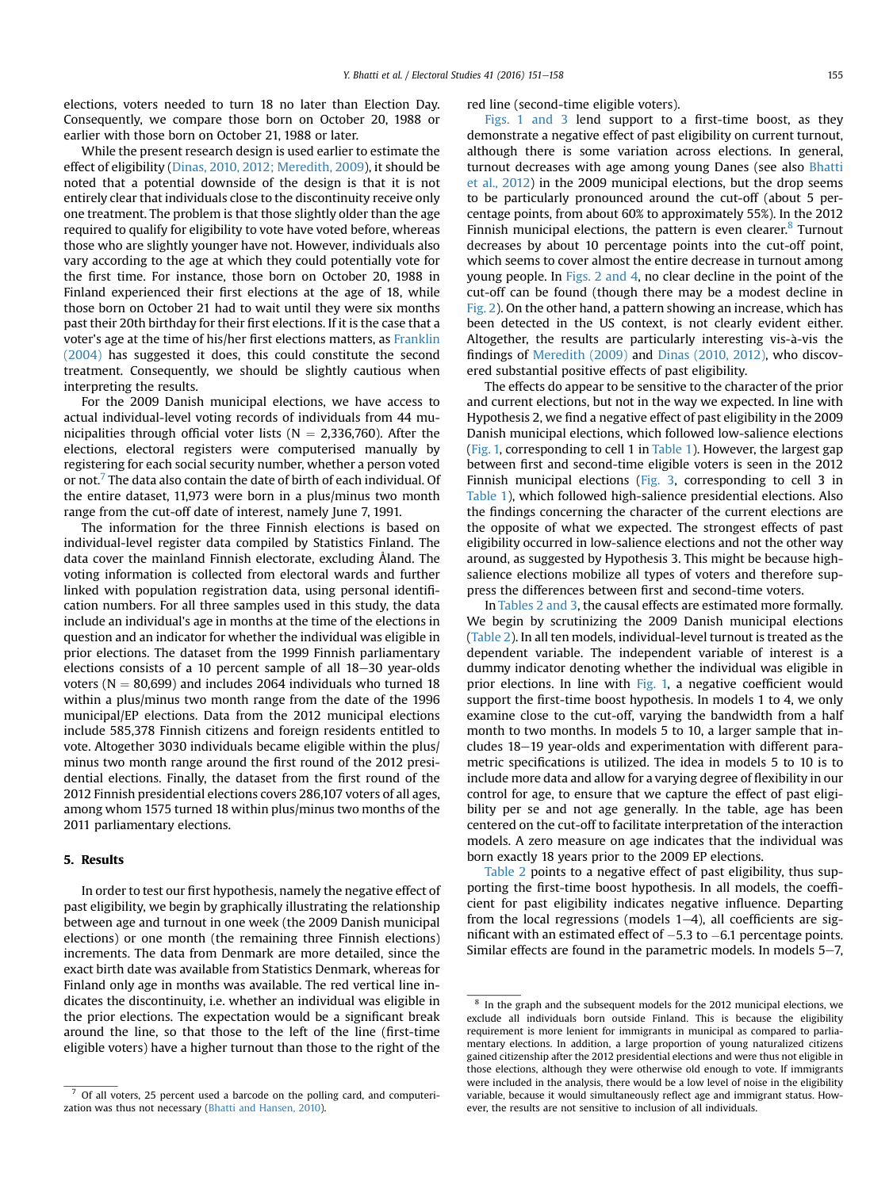elections, voters needed to turn 18 no later than Election Day. Consequently, we compare those born on October 20, 1988 or earlier with those born on October 21, 1988 or later.

While the present research design is used earlier to estimate the effect of eligibility (Dinas, 2010, 2012; Meredith, 2009), it should be noted that a potential downside of the design is that it is not entirely clear that individuals close to the discontinuity receive only one treatment. The problem is that those slightly older than the age required to qualify for eligibility to vote have voted before, whereas those who are slightly younger have not. However, individuals also vary according to the age at which they could potentially vote for the first time. For instance, those born on October 20, 1988 in Finland experienced their first elections at the age of 18, while those born on October 21 had to wait until they were six months past their 20th birthday for their first elections. If it is the case that a voter's age at the time of his/her first elections matters, as Franklin (2004) has suggested it does, this could constitute the second treatment. Consequently, we should be slightly cautious when interpreting the results.

For the 2009 Danish municipal elections, we have access to actual individual-level voting records of individuals from 44 municipalities through official voter lists (N = 2,336,760). After the elections, electoral registers were computerised manually by registering for each social security number, whether a person voted or not.[7] The data also contain the date of birth of each individual. Of the entire dataset, 11,973 were born in a plus/minus two month range from the cut-off date of interest, namely June 7, 1991.

The information for the three Finnish elections is based on individual-level register data compiled by Statistics Finland. The data cover the mainland Finnish electorate, excluding Åland. The voting information is collected from electoral wards and further linked with population registration data, using personal identification numbers. For all three samples used in this study, the data include an individual's age in months at the time of the elections in question and an indicator for whether the individual was eligible in prior elections. The dataset from the 1999 Finnish parliamentary elections consists of a 10 percent sample of all 18–30 year-olds voters (N = 80,699) and includes 2064 individuals who turned 18 within a plus/minus two month range from the date of the 1996 municipal/EP elections. Data from the 2012 municipal elections include 585,378 Finnish citizens and foreign residents entitled to vote. Altogether 3030 individuals became eligible within the plus/minus two month range around the first round of the 2012 presidential elections. Finally, the dataset from the first round of the 2012 Finnish presidential elections covers 286,107 voters of all ages, among whom 1575 turned 18 within plus/minus two months of the 2011 parliamentary elections.

## 5. Results

In order to test our first hypothesis, namely the negative effect of past eligibility, we begin by graphically illustrating the relationship between age and turnout in one week (the 2009 Danish municipal elections) or one month (the remaining three Finnish elections) increments. The data from Denmark are more detailed, since the exact birth date was available from Statistics Denmark, whereas for Finland only age in months was available. The red vertical line indicates the discontinuity, i.e. whether an individual was eligible in the prior elections. The expectation would be a significant break around the line, so that those to the left of the line (first-time eligible voters) have a higher turnout than those to the right of the red line (second-time eligible voters).

Figs. 1 and 3 lend support to a first-time boost, as they demonstrate a negative effect of past eligibility on current turnout, although there is some variation across elections. In general, turnout decreases with age among young Danes (see also Bhatti et al., 2012) in the 2009 municipal elections, but the drop seems to be particularly pronounced around the cut-off (about 5 percentage points, from about 60% to approximately 55%). In the 2012 Finnish municipal elections, the pattern is even clearer.[8] Turnout decreases by about 10 percentage points into the cut-off point, which seems to cover almost the entire decrease in turnout among young people. In Figs. 2 and 4, no clear decline in the point of the cut-off can be found (though there may be a modest decline in Fig. 2). On the other hand, a pattern showing an increase, which has been detected in the US context, is not clearly evident either. Altogether, the results are particularly interesting vis-à-vis the findings of Meredith (2009) and Dinas (2010, 2012), who discovered substantial positive effects of past eligibility.

The effects do appear to be sensitive to the character of the prior and current elections, but not in the way we expected. In line with Hypothesis 2, we find a negative effect of past eligibility in the 2009 Danish municipal elections, which followed low-salience elections (Fig. 1, corresponding to cell 1 in Table 1). However, the largest gap between first and second-time eligible voters is seen in the 2012 Finnish municipal elections (Fig. 3, corresponding to cell 3 in Table 1), which followed high-salience presidential elections. Also the findings concerning the character of the current elections are the opposite of what we expected. The strongest effects of past eligibility occurred in low-salience elections and not the other way around, as suggested by Hypothesis 3. This might be because high-salience elections mobilize all types of voters and therefore suppress the differences between first and second-time voters.

In Tables 2 and 3, the causal effects are estimated more formally. We begin by scrutinizing the 2009 Danish municipal elections (Table 2). In all ten models, individual-level turnout is treated as the dependent variable. The independent variable of interest is a dummy indicator denoting whether the individual was eligible in prior elections. In line with Fig. 1, a negative coefficient would support the first-time boost hypothesis. In models 1 to 4, we only examine close to the cut-off, varying the bandwidth from a half month to two months. In models 5 to 10, a larger sample that includes 18–19 year-olds and experimentation with different parametric specifications is utilized. The idea in models 5 to 10 is to include more data and allow for a varying degree of flexibility in our control for age, to ensure that we capture the effect of past eligibility per se and not age generally. In the table, age has been centered on the cut-off to facilitate interpretation of the interaction models. A zero measure on age indicates that the individual was born exactly 18 years prior to the 2009 EP elections.

Table 2 points to a negative effect of past eligibility, thus supporting the first-time boost hypothesis. In all models, the coefficient for past eligibility indicates negative influence. Departing from the local regressions (models 1–4), all coefficients are significant with an estimated effect of −5.3 to −6.1 percentage points. Similar effects are found in the parametric models. In models 5–7,

---

[7] Of all voters, 25 percent used a barcode on the polling card, and computerization was thus not necessary (Bhatti and Hansen, 2010).

[8] In the graph and the subsequent models for the 2012 municipal elections, we exclude all individuals born outside Finland. This is because the eligibility requirement is more lenient for immigrants in municipal as compared to parliamentary elections. In addition, a large proportion of young naturalized citizens gained citizenship after the 2012 presidential elections and were thus not eligible in those elections, although they were otherwise old enough to vote. If immigrants were included in the analysis, there would be a low level of noise in the eligibility variable, because it would simultaneously reflect age and immigrant status. However, the results are not sensitive to inclusion of all individuals.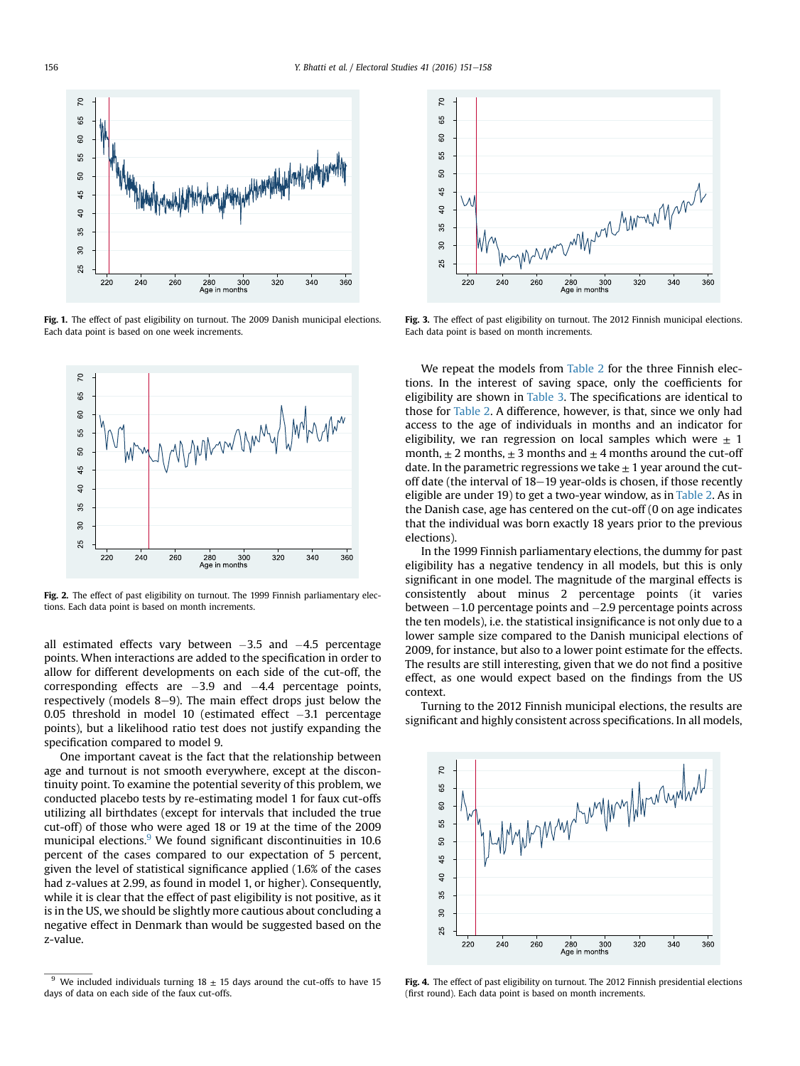Fig. 1. The effect of past eligibility on turnout. The 2009 Danish municipal elections. Each data point is based on one week increments.

Fig. 2. The effect of past eligibility on turnout. The 1999 Finnish parliamentary elections. Each data point is based on month increments.

all estimated effects vary between −3.5 and −4.5 percentage points. When interactions are added to the specification in order to allow for different developments on each side of the cut-off, the corresponding effects are −3.9 and −4.4 percentage points, respectively (models 8–9). The main effect drops just below the 0.05 threshold in model 10 (estimated effect −3.1 percentage points), but a likelihood ratio test does not justify expanding the specification compared to model 9.

One important caveat is the fact that the relationship between age and turnout is not smooth everywhere, except at the discontinuity point. To examine the potential severity of this problem, we conducted placebo tests by re-estimating model 1 for faux cut-offs utilizing all birthdates (except for intervals that included the true cut-off) of those who were aged 18 or 19 at the time of the 2009 municipal elections.[9] We found significant discontinuities in 10.6 percent of the cases compared to our expectation of 5 percent, given the level of statistical significance applied (1.6% of the cases had z-values at 2.99, as found in model 1, or higher). Consequently, while it is clear that the effect of past eligibility is not positive, as it is in the US, we should be slightly more cautious about concluding a negative effect in Denmark than would be suggested based on the z-value.

[9] We included individuals turning 18 ± 15 days around the cut-offs to have 15 days of data on each side of the faux cut-offs.

Fig. 3. The effect of past eligibility on turnout. The 2012 Finnish municipal elections. Each data point is based on month increments.

We repeat the models from Table 2 for the three Finnish elections. In the interest of saving space, only the coefficients for eligibility are shown in Table 3. The specifications are identical to those for Table 2. A difference, however, is that, since we only had access to the age of individuals in months and an indicator for eligibility, we ran regression on local samples which were ± 1 month, ± 2 months, ± 3 months and ± 4 months around the cut-off date. In the parametric regressions we take ± 1 year around the cut-off date (the interval of 18–19 year-olds is chosen, if those recently eligible are under 19) to get a two-year window, as in Table 2. As in the Danish case, age has centered on the cut-off (0 on age indicates that the individual was born exactly 18 years prior to the previous elections).

In the 1999 Finnish parliamentary elections, the dummy for past eligibility has a negative tendency in all models, but this is only significant in one model. The magnitude of the marginal effects is consistently about minus 2 percentage points (it varies between −1.0 percentage points and −2.9 percentage points across the ten models), i.e. the statistical insignificance is not only due to a lower sample size compared to the Danish municipal elections of 2009, for instance, but also to a lower point estimate for the effects. The results are still interesting, given that we do not find a positive effect, as one would expect based on the findings from the US context.

Turning to the 2012 Finnish municipal elections, the results are significant and highly consistent across specifications. In all models,

Fig. 4. The effect of past eligibility on turnout. The 2012 Finnish presidential elections (first round). Each data point is based on month increments.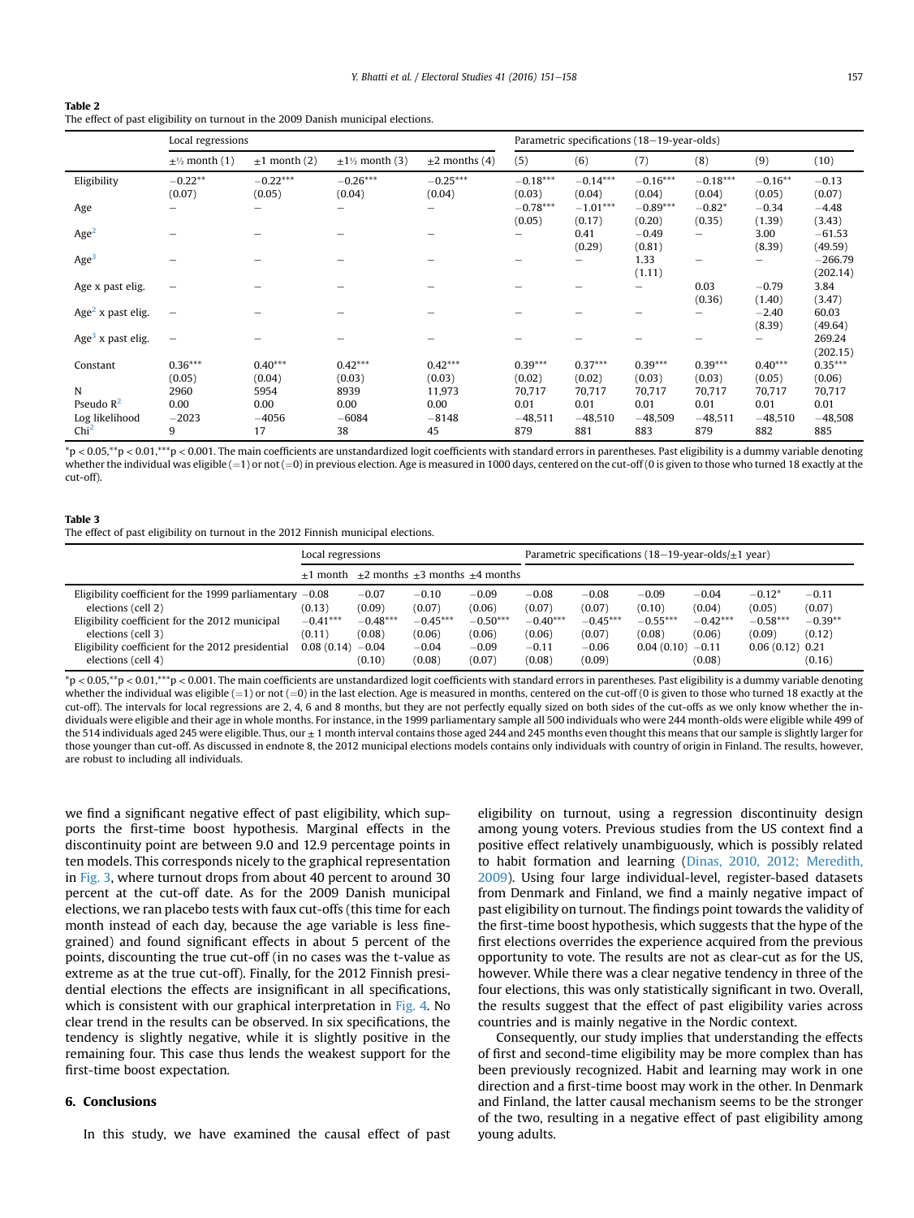**Table 2**
The effect of past eligibility on turnout in the 2009 Danish municipal elections.

| | Local regressions | | | | Parametric specifications (18–19-year-olds) | | | | | |
|---|---|---|---|---|---|---|---|---|---|---|
| | ±½ month (1) | ±1 month (2) | ±1½ month (3) | ±2 months (4) | (5) | (6) | (7) | (8) | (9) | (10) |
| Eligibility | −0.22** | −0.22*** | −0.26*** | −0.25*** | −0.18*** | −0.14*** | −0.16*** | −0.18*** | −0.16** | −0.13 |
| | (0.07) | (0.05) | (0.04) | (0.04) | (0.03) | (0.04) | (0.04) | (0.04) | (0.05) | (0.07) |
| Age | – | – | – | – | −0.78*** | −1.01*** | −0.89*** | −0.82* | −0.34 | −4.48 |
| | | | | | (0.05) | (0.17) | (0.20) | (0.35) | (1.39) | (3.43) |
| $Age^2$ | – | – | – | – | – | 0.41 | −0.49 | – | 3.00 | −61.53 |
| | | | | | | (0.29) | (0.81) | | (8.39) | (49.59) |
| $Age^3$ | – | – | – | – | – | – | 1.33 | – | – | −266.79 |
| | | | | | | | (1.11) | | | (202.14) |
| Age x past elig. | – | – | – | – | – | – | – | 0.03 | −0.79 | 3.84 |
| | | | | | | | | (0.36) | (1.40) | (3.47) |
| $Age^2$ x past elig. | – | – | – | – | – | – | – | – | −2.40 | 60.03 |
| | | | | | | | | | (8.39) | (49.64) |
| $Age^3$ x past elig. | – | – | – | – | – | – | – | – | – | 269.24 |
| | | | | | | | | | | (202.15) |
| Constant | 0.36*** | 0.40*** | 0.42*** | 0.42*** | 0.39*** | 0.37*** | 0.39*** | 0.39*** | 0.40*** | 0.35*** |
| | (0.05) | (0.04) | (0.03) | (0.03) | (0.02) | (0.02) | (0.03) | (0.03) | (0.05) | (0.06) |
| N | 2960 | 5954 | 8939 | 11,973 | 70,717 | 70,717 | 70,717 | 70,717 | 70,717 | 70,717 |
| Pseudo $R^2$ | 0.00 | 0.00 | 0.00 | 0.00 | 0.01 | 0.01 | 0.01 | 0.01 | 0.01 | 0.01 |
| Log likelihood | −2023 | −4056 | −6084 | −8148 | −48,511 | −48,510 | −48,509 | −48,511 | −48,510 | −48,508 |
| $Chi^2$ | 9 | 17 | 38 | 45 | 879 | 881 | 883 | 879 | 882 | 885 |

*p < 0.05,**p < 0.01,***p < 0.001. The main coefficients are unstandardized logit coefficients with standard errors in parentheses. Past eligibility is a dummy variable denoting whether the individual was eligible (=1) or not (=0) in previous election. Age is measured in 1000 days, centered on the cut-off (0 is given to those who turned 18 exactly at the cut-off).

**Table 3**
The effect of past eligibility on turnout in the 2012 Finnish municipal elections.

| | Local regressions | | | | Parametric specifications (18–19-year-olds/±1 year) | | | | | |
|---|---|---|---|---|---|---|---|---|---|---|
| | ±1 month | ±2 months | ±3 months | ±4 months | | | | | | |
| Eligibility coefficient for the 1999 parliamentary elections (cell 2) | −0.08 | −0.07 | −0.10 | −0.09 | −0.08 | −0.08 | −0.09 | −0.04 | −0.12* | −0.11 |
| | (0.13) | (0.09) | (0.07) | (0.06) | (0.07) | (0.07) | (0.10) | (0.04) | (0.05) | (0.07) |
| Eligibility coefficient for the 2012 municipal elections (cell 3) | −0.41*** | −0.48*** | −0.45*** | −0.50*** | −0.40*** | −0.45*** | −0.55*** | −0.42*** | −0.58*** | −0.39** |
| | (0.11) | (0.08) | (0.06) | (0.06) | (0.06) | (0.07) | (0.08) | (0.06) | (0.09) | (0.12) |
| Eligibility coefficient for the 2012 presidential elections (cell 4) | 0.08 (0.14) | −0.04 | −0.04 | −0.09 | −0.11 | −0.06 | 0.04 (0.10) | −0.11 | 0.06 (0.12) | 0.21 |
| | | (0.10) | (0.08) | (0.07) | (0.08) | (0.09) | | (0.08) | | (0.16) |

*p < 0.05,**p < 0.01,***p < 0.001. The main coefficients are unstandardized logit coefficients with standard errors in parentheses. Past eligibility is a dummy variable denoting whether the individual was eligible (=1) or not (=0) in the last election. Age is measured in months, centered on the cut-off (0 is given to those who turned 18 exactly at the cut-off). The intervals for local regressions are 2, 4, 6 and 8 months, but they are not perfectly equally sized on both sides of the cut-offs as we only know whether the individuals were eligible and their age in whole months. For instance, in the 1999 parliamentary sample all 500 individuals who were 244 month-olds were eligible while 499 of the 514 individuals aged 245 were eligible. Thus, our ± 1 month interval contains those aged 244 and 245 months even thought this means that our sample is slightly larger for those younger than cut-off. As discussed in endnote 8, the 2012 municipal elections models contains only individuals with country of origin in Finland. The results, however, are robust to including all individuals.

we find a significant negative effect of past eligibility, which supports the first-time boost hypothesis. Marginal effects in the discontinuity point are between 9.0 and 12.9 percentage points in ten models. This corresponds nicely to the graphical representation in Fig. 3, where turnout drops from about 40 percent to around 30 percent at the cut-off date. As for the 2009 Danish municipal elections, we ran placebo tests with faux cut-offs (this time for each month instead of each day, because the age variable is less fine-grained) and found significant effects in about 5 percent of the points, discounting the true cut-off (in no cases was the t-value as extreme as at the true cut-off). Finally, for the 2012 Finnish presidential elections the effects are insignificant in all specifications, which is consistent with our graphical interpretation in Fig. 4. No clear trend in the results can be observed. In six specifications, the tendency is slightly negative, while it is slightly positive in the remaining four. This case thus lends the weakest support for the first-time boost expectation.

## 6. Conclusions

In this study, we have examined the causal effect of past eligibility on turnout, using a regression discontinuity design among young voters. Previous studies from the US context find a positive effect relatively unambiguously, which is possibly related to habit formation and learning (Dinas, 2010, 2012; Meredith, 2009). Using four large individual-level, register-based datasets from Denmark and Finland, we find a mainly negative impact of past eligibility on turnout. The findings point towards the validity of the first-time boost hypothesis, which suggests that the hype of the first elections overrides the experience acquired from the previous opportunity to vote. The results are not as clear-cut as for the US, however. While there was a clear negative tendency in three of the four elections, this was only statistically significant in two. Overall, the results suggest that the effect of past eligibility varies across countries and is mainly negative in the Nordic context.

Consequently, our study implies that understanding the effects of first and second-time eligibility may be more complex than has been previously recognized. Habit and learning may work in one direction and a first-time boost may work in the other. In Denmark and Finland, the latter causal mechanism seems to be the stronger of the two, resulting in a negative effect of past eligibility among young adults.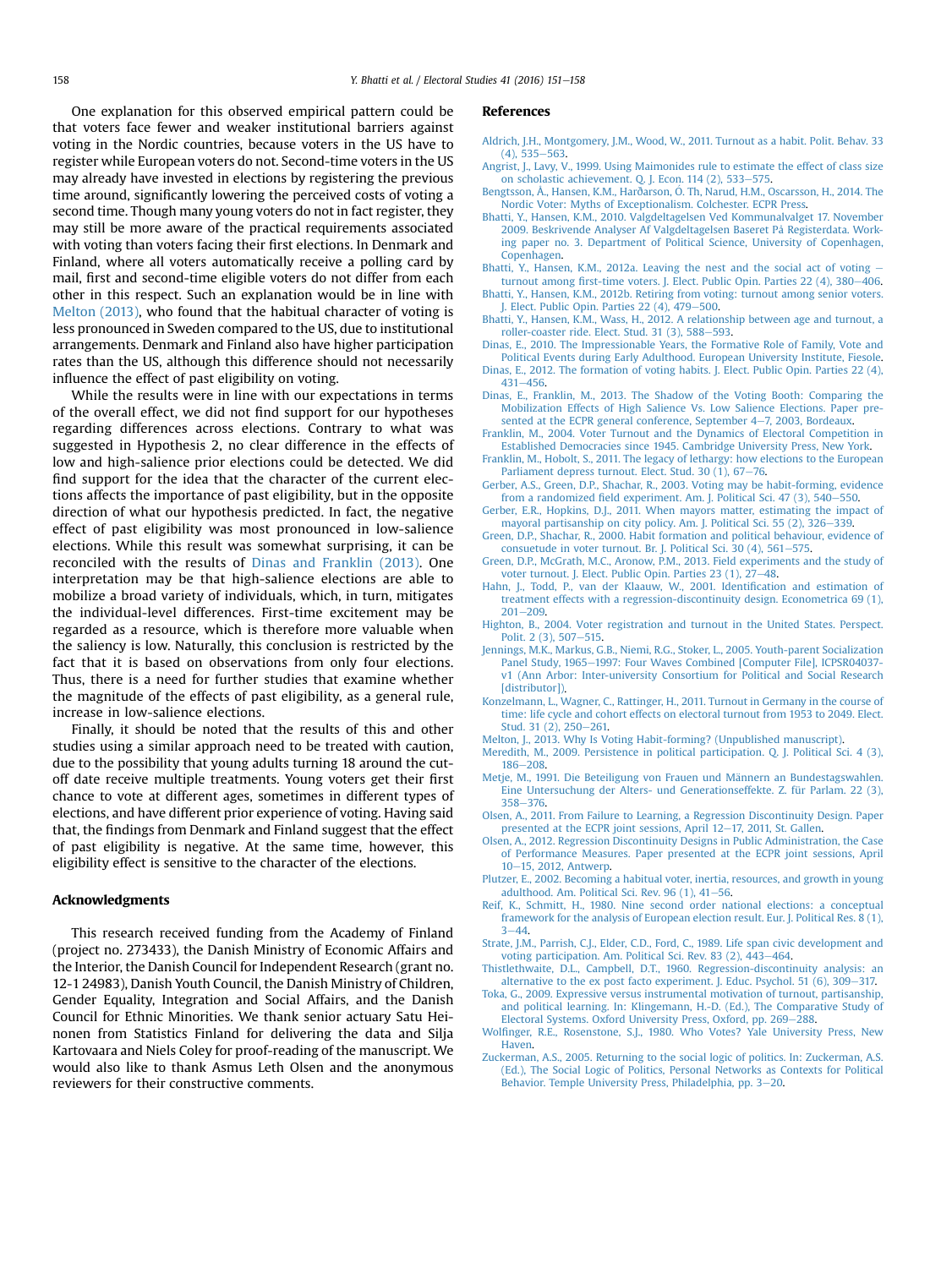One explanation for this observed empirical pattern could be that voters face fewer and weaker institutional barriers against voting in the Nordic countries, because voters in the US have to register while European voters do not. Second-time voters in the US may already have invested in elections by registering the previous time around, significantly lowering the perceived costs of voting a second time. Though many young voters do not in fact register, they may still be more aware of the practical requirements associated with voting than voters facing their first elections. In Denmark and Finland, where all voters automatically receive a polling card by mail, first and second-time eligible voters do not differ from each other in this respect. Such an explanation would be in line with Melton (2013), who found that the habitual character of voting is less pronounced in Sweden compared to the US, due to institutional arrangements. Denmark and Finland also have higher participation rates than the US, although this difference should not necessarily influence the effect of past eligibility on voting.

While the results were in line with our expectations in terms of the overall effect, we did not find support for our hypotheses regarding differences across elections. Contrary to what was suggested in Hypothesis 2, no clear difference in the effects of low and high-salience prior elections could be detected. We did find support for the idea that the character of the current elections affects the importance of past eligibility, but in the opposite direction of what our hypothesis predicted. In fact, the negative effect of past eligibility was most pronounced in low-salience elections. While this result was somewhat surprising, it can be reconciled with the results of Dinas and Franklin (2013). One interpretation may be that high-salience elections are able to mobilize a broad variety of individuals, which, in turn, mitigates the individual-level differences. First-time excitement may be regarded as a resource, which is therefore more valuable when the saliency is low. Naturally, this conclusion is restricted by the fact that it is based on observations from only four elections. Thus, there is a need for further studies that examine whether the magnitude of the effects of past eligibility, as a general rule, increase in low-salience elections.

Finally, it should be noted that the results of this and other studies using a similar approach need to be treated with caution, due to the possibility that young adults turning 18 around the cutoff date receive multiple treatments. Young voters get their first chance to vote at different ages, sometimes in different types of elections, and have different prior experience of voting. Having said that, the findings from Denmark and Finland suggest that the effect of past eligibility is negative. At the same time, however, this eligibility effect is sensitive to the character of the elections.

## Acknowledgments

This research received funding from the Academy of Finland (project no. 273433), the Danish Ministry of Economic Affairs and the Interior, the Danish Council for Independent Research (grant no. 12-1 24983), Danish Youth Council, the Danish Ministry of Children, Gender Equality, Integration and Social Affairs, and the Danish Council for Ethnic Minorities. We thank senior actuary Satu Heinonen from Statistics Finland for delivering the data and Silja Kartovaara and Niels Coley for proof-reading of the manuscript. We would also like to thank Asmus Leth Olsen and the anonymous reviewers for their constructive comments.

## References

Aldrich, J.H., Montgomery, J.M., Wood, W., 2011. Turnout as a habit. Polit. Behav. 33 (4), 535–563.

Angrist, J., Lavy, V., 1999. Using Maimonides rule to estimate the effect of class size on scholastic achievement. Q. J. Econ. 114 (2), 533–575.

Bengtsson, Å., Hansen, K.M., Harðarson, Ó. Th, Narud, H.M., Oscarsson, H., 2014. The Nordic Voter: Myths of Exceptionalism. Colchester. ECPR Press.

Bhatti, Y., Hansen, K.M., 2010. Valgdeltagelsen Ved Kommunalvalget 17. November 2009. Beskrivende Analyser Af Valgdeltagelsen Baseret På Registerdata. Working paper no. 3. Department of Political Science, University of Copenhagen, Copenhagen.

Bhatti, Y., Hansen, K.M., 2012a. Leaving the nest and the social act of voting – turnout among first-time voters. J. Elect. Public Opin. Parties 22 (4), 380–406.

Bhatti, Y., Hansen, K.M., 2012b. Retiring from voting: turnout among senior voters. J. Elect. Public Opin. Parties 22 (4), 479–500.

Bhatti, Y., Hansen, K.M., Wass, H., 2012. A relationship between age and turnout, a roller-coaster ride. Elect. Stud. 31 (3), 588–593.

Dinas, E., 2010. The Impressionable Years, the Formative Role of Family, Vote and Political Events during Early Adulthood. European University Institute, Fiesole.

Dinas, E., 2012. The formation of voting habits. J. Elect. Public Opin. Parties 22 (4), 431–456.

Dinas, E., Franklin, M., 2013. The Shadow of the Voting Booth: Comparing the Mobilization Effects of High Salience Vs. Low Salience Elections. Paper presented at the ECPR general conference, September 4–7, 2003, Bordeaux.

Franklin, M., 2004. Voter Turnout and the Dynamics of Electoral Competition in Established Democracies since 1945. Cambridge University Press, New York.

Franklin, M., Hobolt, S., 2011. The legacy of lethargy: how elections to the European Parliament depress turnout. Elect. Stud. 30 (1), 67–76.

Gerber, A.S., Green, D.P., Shachar, R., 2003. Voting may be habit-forming, evidence from a randomized field experiment. Am. J. Political Sci. 47 (3), 540–550.

Gerber, E.R., Hopkins, D.J., 2011. When mayors matter, estimating the impact of mayoral partisanship on city policy. Am. J. Political Sci. 55 (2), 326–339.

Green, D.P., Shachar, R., 2000. Habit formation and political behaviour, evidence of consuetude in voter turnout. Br. J. Political Sci. 30 (4), 561–575.

Green, D.P., McGrath, M.C., Aronow, P.M., 2013. Field experiments and the study of voter turnout. J. Elect. Public Opin. Parties 23 (1), 27–48.

Hahn, J., Todd, P., van der Klaauw, W., 2001. Identification and estimation of treatment effects with a regression-discontinuity design. Econometrica 69 (1), 201–209.

Highton, B., 2004. Voter registration and turnout in the United States. Perspect. Polit. 2 (3), 507–515.

Jennings, M.K., Markus, G.B., Niemi, R.G., Stoker, L., 2005. Youth-parent Socialization Panel Study, 1965–1997: Four Waves Combined [Computer File], ICPSR04037-v1 (Ann Arbor: Inter-university Consortium for Political and Social Research [distributor]).

Konzelmann, L., Wagner, C., Rattinger, H., 2011. Turnout in Germany in the course of time: life cycle and cohort effects on electoral turnout from 1953 to 2049. Elect. Stud. 31 (2), 250–261.

Melton, J., 2013. Why Is Voting Habit-forming? (Unpublished manuscript).

Meredith, M., 2009. Persistence in political participation. Q. J. Political Sci. 4 (3), 186–208.

Metje, M., 1991. Die Beteiligung von Frauen und Männern an Bundestagswahlen. Eine Untersuchung der Alters- und Generationseffekte. Z. für Parlam. 22 (3), 358–376.

Olsen, A., 2011. From Failure to Learning, a Regression Discontinuity Design. Paper presented at the ECPR joint sessions, April 12–17, 2011, St. Gallen.

Olsen, A., 2012. Regression Discontinuity Designs in Public Administration, the Case of Performance Measures. Paper presented at the ECPR joint sessions, April 10–15, 2012, Antwerp.

Plutzer, E., 2002. Becoming a habitual voter, inertia, resources, and growth in young adulthood. Am. Political Sci. Rev. 96 (1), 41–56.

Reif, K., Schmitt, H., 1980. Nine second order national elections: a conceptual framework for the analysis of European election result. Eur. J. Political Res. 8 (1), 3–44.

Strate, J.M., Parrish, C.J., Elder, C.D., Ford, C., 1989. Life span civic development and voting participation. Am. Political Sci. Rev. 83 (2), 443–464.

Thistlethwaite, D.L., Campbell, D.T., 1960. Regression-discontinuity analysis: an alternative to the ex post facto experiment. J. Educ. Psychol. 51 (6), 309–317.

Toka, G., 2009. Expressive versus instrumental motivation of turnout, partisanship, and political learning. In: Klingemann, H.-D. (Ed.), The Comparative Study of Electoral Systems. Oxford University Press, Oxford, pp. 269–288.

Wolfinger, R.E., Rosenstone, S.J., 1980. Who Votes? Yale University Press, New Haven.

Zuckerman, A.S., 2005. Returning to the social logic of politics. In: Zuckerman, A.S. (Ed.), The Social Logic of Politics, Personal Networks as Contexts for Political Behavior. Temple University Press, Philadelphia, pp. 3–20.